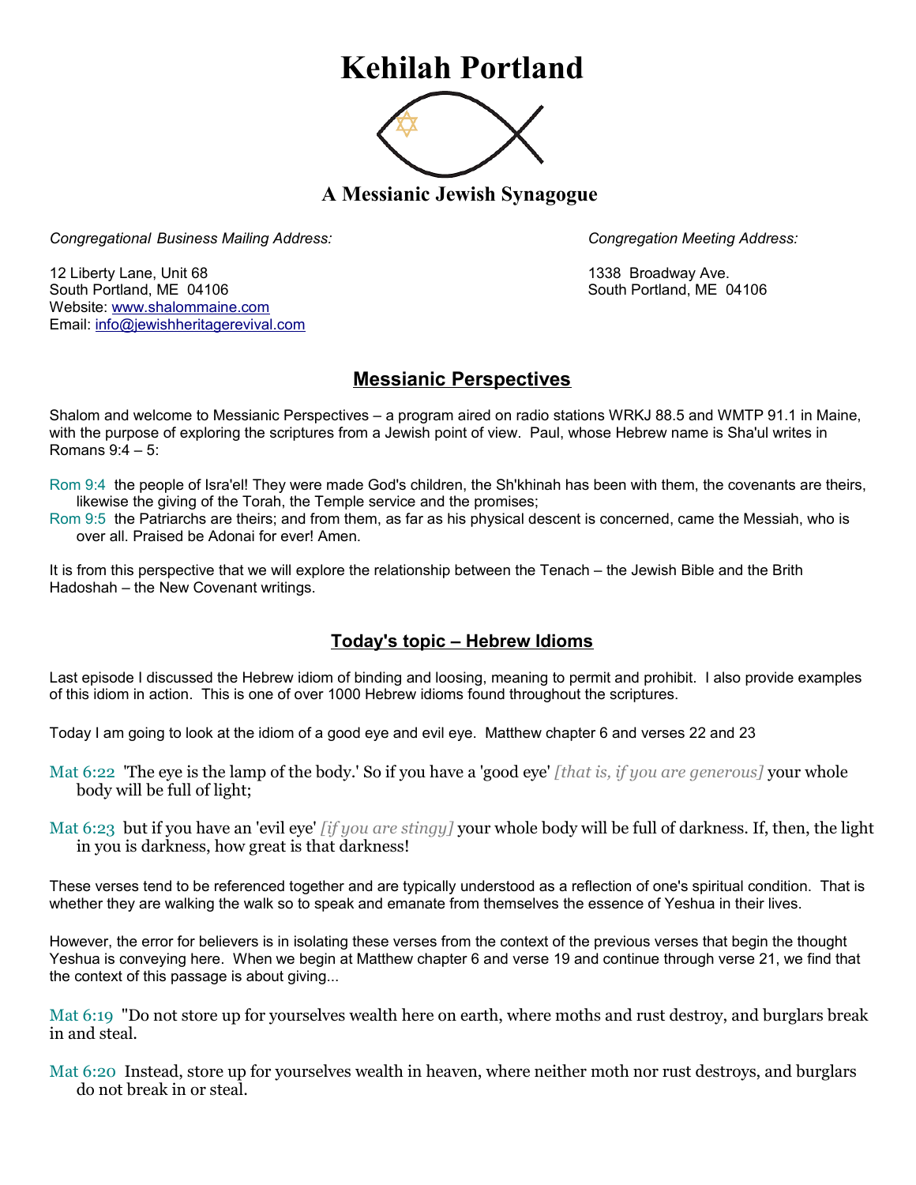# Kehilah Portland

### A Messianic Jewish Synagogue

*Congregational Business Mailing Address:*

12 Liberty Lane, Unit 68
South Portland, ME 04106
Website: www.shalommaine.com
Email: info@jewishheritagerevival.com

*Congregation Meeting Address:*

1338 Broadway Ave.
South Portland, ME 04106

## Messianic Perspectives

Shalom and welcome to Messianic Perspectives – a program aired on radio stations WRKJ 88.5 and WMTP 91.1 in Maine, with the purpose of exploring the scriptures from a Jewish point of view. Paul, whose Hebrew name is Sha'ul writes in Romans 9:4 – 5:

Rom 9:4 the people of Isra'el! They were made God's children, the Sh'khinah has been with them, the covenants are theirs, likewise the giving of the Torah, the Temple service and the promises;
Rom 9:5 the Patriarchs are theirs; and from them, as far as his physical descent is concerned, came the Messiah, who is over all. Praised be Adonai for ever! Amen.

It is from this perspective that we will explore the relationship between the Tenach – the Jewish Bible and the Brith Hadoshah – the New Covenant writings.

## Today's topic – Hebrew Idioms

Last episode I discussed the Hebrew idiom of binding and loosing, meaning to permit and prohibit. I also provide examples of this idiom in action. This is one of over 1000 Hebrew idioms found throughout the scriptures.

Today I am going to look at the idiom of a good eye and evil eye. Matthew chapter 6 and verses 22 and 23

Mat 6:22 'The eye is the lamp of the body.' So if you have a 'good eye' *[that is, if you are generous]* your whole body will be full of light;

Mat 6:23 but if you have an 'evil eye' *[if you are stingy]* your whole body will be full of darkness. If, then, the light in you is darkness, how great is that darkness!

These verses tend to be referenced together and are typically understood as a reflection of one's spiritual condition. That is whether they are walking the walk so to speak and emanate from themselves the essence of Yeshua in their lives.

However, the error for believers is in isolating these verses from the context of the previous verses that begin the thought Yeshua is conveying here. When we begin at Matthew chapter 6 and verse 19 and continue through verse 21, we find that the context of this passage is about giving...

Mat 6:19 "Do not store up for yourselves wealth here on earth, where moths and rust destroy, and burglars break in and steal.

Mat 6:20 Instead, store up for yourselves wealth in heaven, where neither moth nor rust destroys, and burglars do not break in or steal.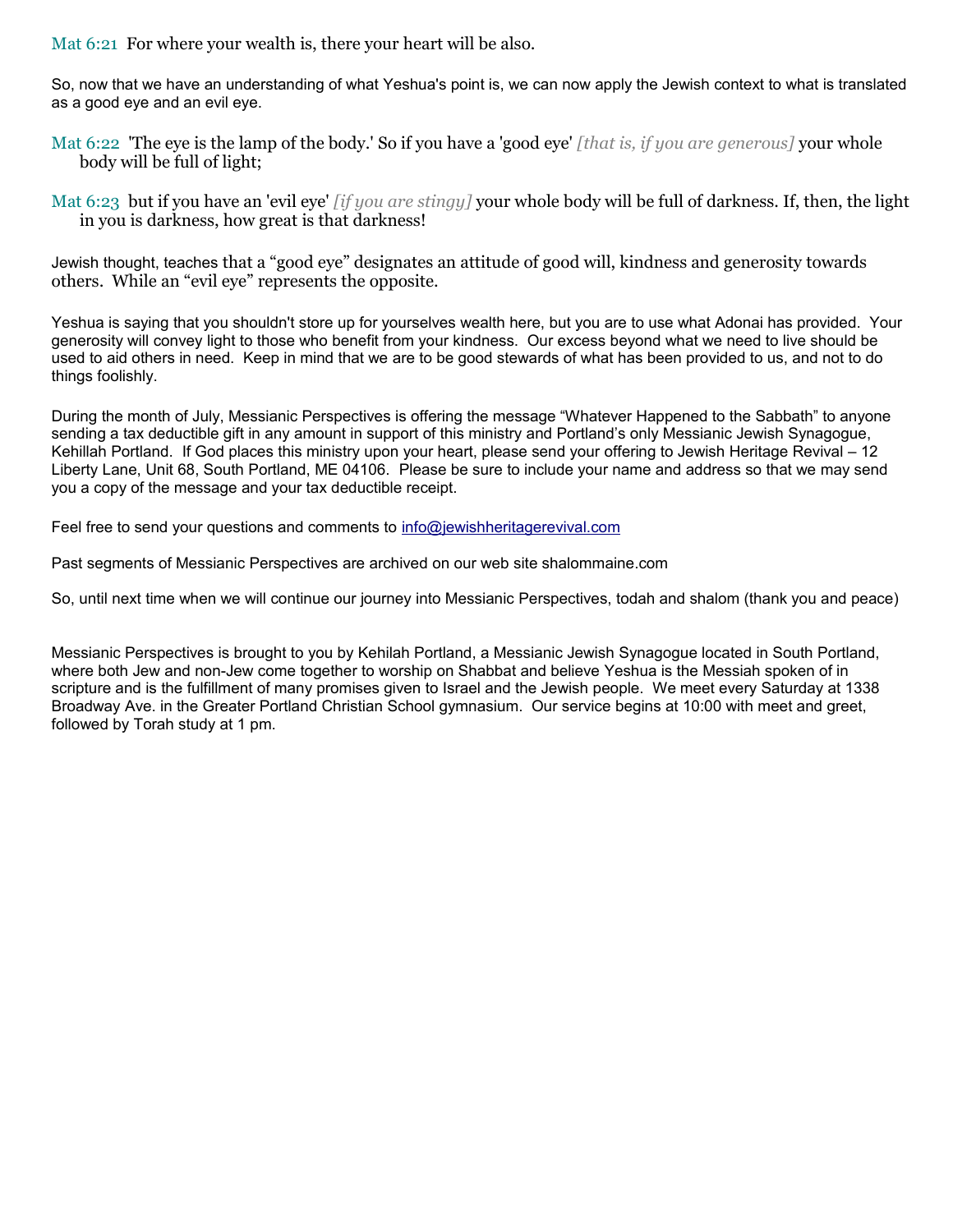Mat 6:21  For where your wealth is, there your heart will be also.

So, now that we have an understanding of what Yeshua's point is, we can now apply the Jewish context to what is translated as a good eye and an evil eye.

Mat 6:22  'The eye is the lamp of the body.' So if you have a 'good eye' *[that is, if you are generous]* your whole body will be full of light;

Mat 6:23  but if you have an 'evil eye' *[if you are stingy]* your whole body will be full of darkness. If, then, the light in you is darkness, how great is that darkness!

Jewish thought, teaches that a "good eye" designates an attitude of good will, kindness and generosity towards others.  While an "evil eye" represents the opposite.

Yeshua is saying that you shouldn't store up for yourselves wealth here, but you are to use what Adonai has provided.  Your generosity will convey light to those who benefit from your kindness.  Our excess beyond what we need to live should be used to aid others in need.  Keep in mind that we are to be good stewards of what has been provided to us, and not to do things foolishly.

During the month of July, Messianic Perspectives is offering the message "Whatever Happened to the Sabbath" to anyone sending a tax deductible gift in any amount in support of this ministry and Portland's only Messianic Jewish Synagogue, Kehillah Portland.  If God places this ministry upon your heart, please send your offering to Jewish Heritage Revival – 12 Liberty Lane, Unit 68, South Portland, ME 04106.  Please be sure to include your name and address so that we may send you a copy of the message and your tax deductible receipt.

Feel free to send your questions and comments to info@jewishheritagerevival.com

Past segments of Messianic Perspectives are archived on our web site shalommaine.com

So, until next time when we will continue our journey into Messianic Perspectives, todah and shalom (thank you and peace)

Messianic Perspectives is brought to you by Kehilah Portland, a Messianic Jewish Synagogue located in South Portland, where both Jew and non-Jew come together to worship on Shabbat and believe Yeshua is the Messiah spoken of in scripture and is the fulfillment of many promises given to Israel and the Jewish people.  We meet every Saturday at 1338 Broadway Ave. in the Greater Portland Christian School gymnasium.  Our service begins at 10:00 with meet and greet, followed by Torah study at 1 pm.